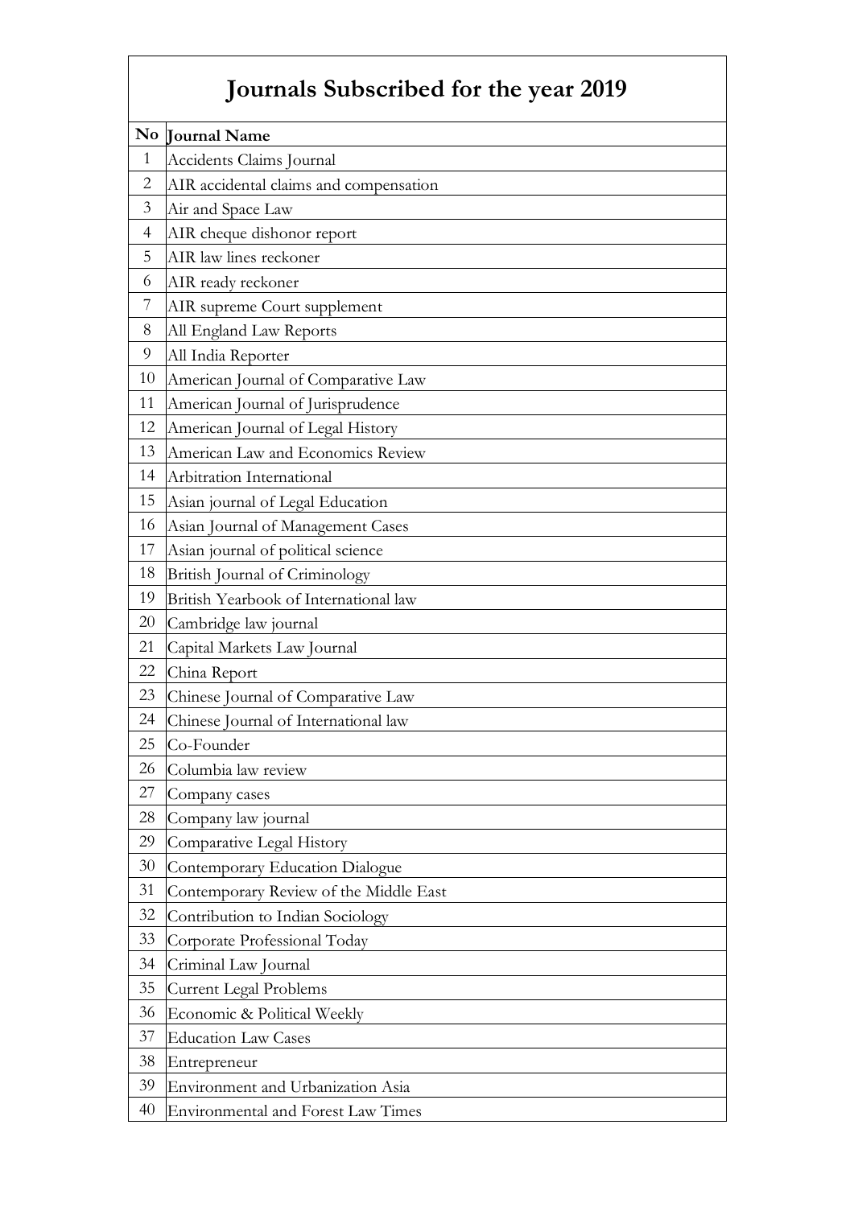# Journals Subscribed for the year 2019

| No | Journal Name |
|---|---|
| 1 | Accidents Claims Journal |
| 2 | AIR accidental claims and compensation |
| 3 | Air and Space Law |
| 4 | AIR cheque dishonor report |
| 5 | AIR law lines reckoner |
| 6 | AIR ready reckoner |
| 7 | AIR supreme Court supplement |
| 8 | All England Law Reports |
| 9 | All India Reporter |
| 10 | American Journal of Comparative Law |
| 11 | American Journal of Jurisprudence |
| 12 | American Journal of Legal History |
| 13 | American Law and Economics Review |
| 14 | Arbitration International |
| 15 | Asian journal of Legal Education |
| 16 | Asian Journal of Management Cases |
| 17 | Asian journal of political science |
| 18 | British Journal of Criminology |
| 19 | British Yearbook of International law |
| 20 | Cambridge law journal |
| 21 | Capital Markets Law Journal |
| 22 | China Report |
| 23 | Chinese Journal of Comparative Law |
| 24 | Chinese Journal of International law |
| 25 | Co-Founder |
| 26 | Columbia law review |
| 27 | Company cases |
| 28 | Company law journal |
| 29 | Comparative Legal History |
| 30 | Contemporary Education Dialogue |
| 31 | Contemporary Review of the Middle East |
| 32 | Contribution to Indian Sociology |
| 33 | Corporate Professional Today |
| 34 | Criminal Law Journal |
| 35 | Current Legal Problems |
| 36 | Economic & Political Weekly |
| 37 | Education Law Cases |
| 38 | Entrepreneur |
| 39 | Environment and Urbanization Asia |
| 40 | Environmental and Forest Law Times |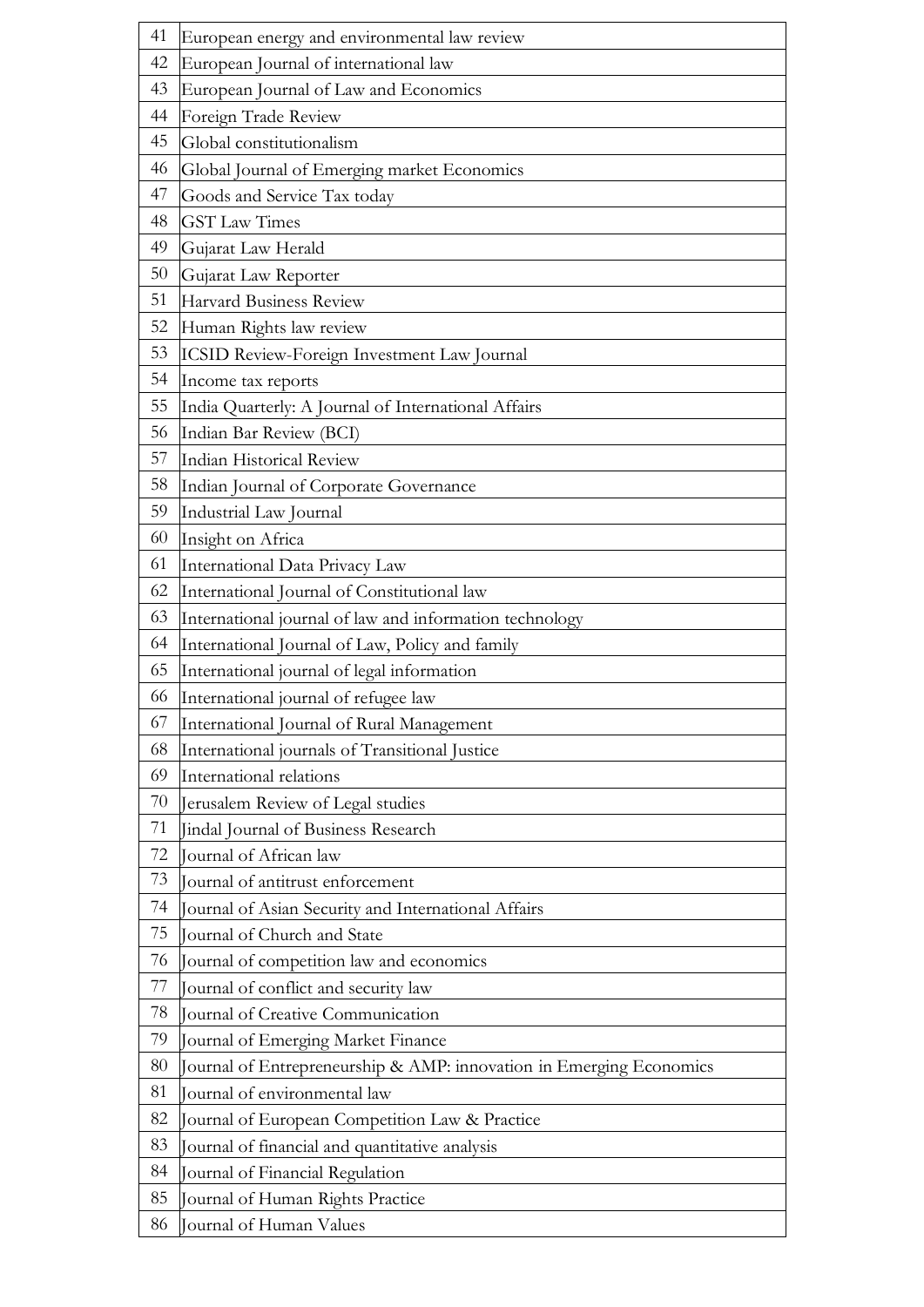| | |
|---|---|
| 41 | European energy and environmental law review |
| 42 | European Journal of international law |
| 43 | European Journal of Law and Economics |
| 44 | Foreign Trade Review |
| 45 | Global constitutionalism |
| 46 | Global Journal of Emerging market Economics |
| 47 | Goods and Service Tax today |
| 48 | GST Law Times |
| 49 | Gujarat Law Herald |
| 50 | Gujarat Law Reporter |
| 51 | Harvard Business Review |
| 52 | Human Rights law review |
| 53 | ICSID Review-Foreign Investment Law Journal |
| 54 | Income tax reports |
| 55 | India Quarterly: A Journal of International Affairs |
| 56 | Indian Bar Review (BCI) |
| 57 | Indian Historical Review |
| 58 | Indian Journal of Corporate Governance |
| 59 | Industrial Law Journal |
| 60 | Insight on Africa |
| 61 | International Data Privacy Law |
| 62 | International Journal of Constitutional law |
| 63 | International journal of law and information technology |
| 64 | International Journal of Law, Policy and family |
| 65 | International journal of legal information |
| 66 | International journal of refugee law |
| 67 | International Journal of Rural Management |
| 68 | International journals of Transitional Justice |
| 69 | International relations |
| 70 | Jerusalem Review of Legal studies |
| 71 | Jindal Journal of Business Research |
| 72 | Journal of African law |
| 73 | Journal of antitrust enforcement |
| 74 | Journal of Asian Security and International Affairs |
| 75 | Journal of Church and State |
| 76 | Journal of competition law and economics |
| 77 | Journal of conflict and security law |
| 78 | Journal of Creative Communication |
| 79 | Journal of Emerging Market Finance |
| 80 | Journal of Entrepreneurship & AMP: innovation in Emerging Economics |
| 81 | Journal of environmental law |
| 82 | Journal of European Competition Law & Practice |
| 83 | Journal of financial and quantitative analysis |
| 84 | Journal of Financial Regulation |
| 85 | Journal of Human Rights Practice |
| 86 | Journal of Human Values |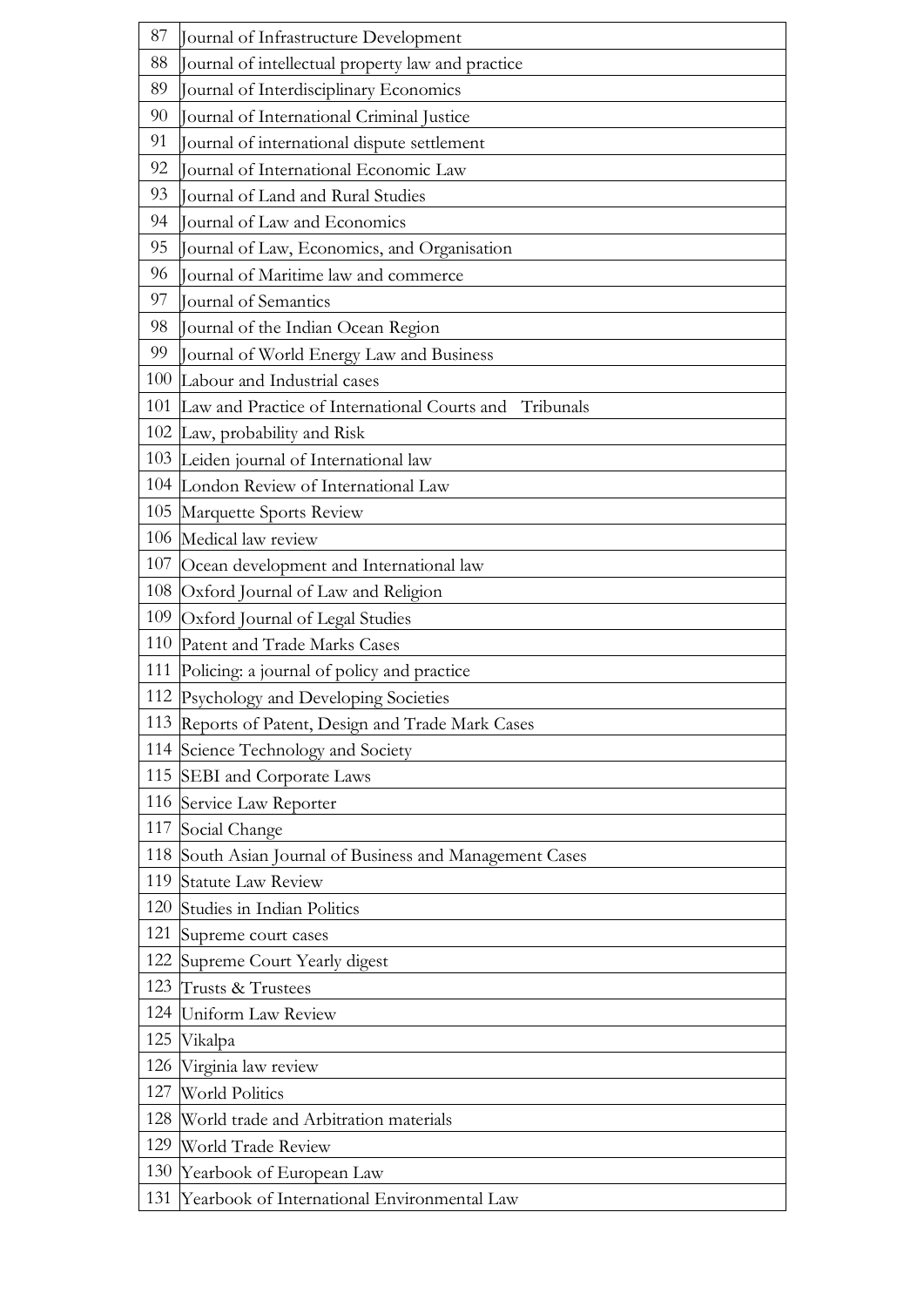| | |
|---|---|
| 87 | Journal of Infrastructure Development |
| 88 | Journal of intellectual property law and practice |
| 89 | Journal of Interdisciplinary Economics |
| 90 | Journal of International Criminal Justice |
| 91 | Journal of international dispute settlement |
| 92 | Journal of International Economic Law |
| 93 | Journal of Land and Rural Studies |
| 94 | Journal of Law and Economics |
| 95 | Journal of Law, Economics, and Organisation |
| 96 | Journal of Maritime law and commerce |
| 97 | Journal of Semantics |
| 98 | Journal of the Indian Ocean Region |
| 99 | Journal of World Energy Law and Business |
| 100 | Labour and Industrial cases |
| 101 | Law and Practice of International Courts and Tribunals |
| 102 | Law, probability and Risk |
| 103 | Leiden journal of International law |
| 104 | London Review of International Law |
| 105 | Marquette Sports Review |
| 106 | Medical law review |
| 107 | Ocean development and International law |
| 108 | Oxford Journal of Law and Religion |
| 109 | Oxford Journal of Legal Studies |
| 110 | Patent and Trade Marks Cases |
| 111 | Policing: a journal of policy and practice |
| 112 | Psychology and Developing Societies |
| 113 | Reports of Patent, Design and Trade Mark Cases |
| 114 | Science Technology and Society |
| 115 | SEBI and Corporate Laws |
| 116 | Service Law Reporter |
| 117 | Social Change |
| 118 | South Asian Journal of Business and Management Cases |
| 119 | Statute Law Review |
| 120 | Studies in Indian Politics |
| 121 | Supreme court cases |
| 122 | Supreme Court Yearly digest |
| 123 | Trusts & Trustees |
| 124 | Uniform Law Review |
| 125 | Vikalpa |
| 126 | Virginia law review |
| 127 | World Politics |
| 128 | World trade and Arbitration materials |
| 129 | World Trade Review |
| 130 | Yearbook of European Law |
| 131 | Yearbook of International Environmental Law |